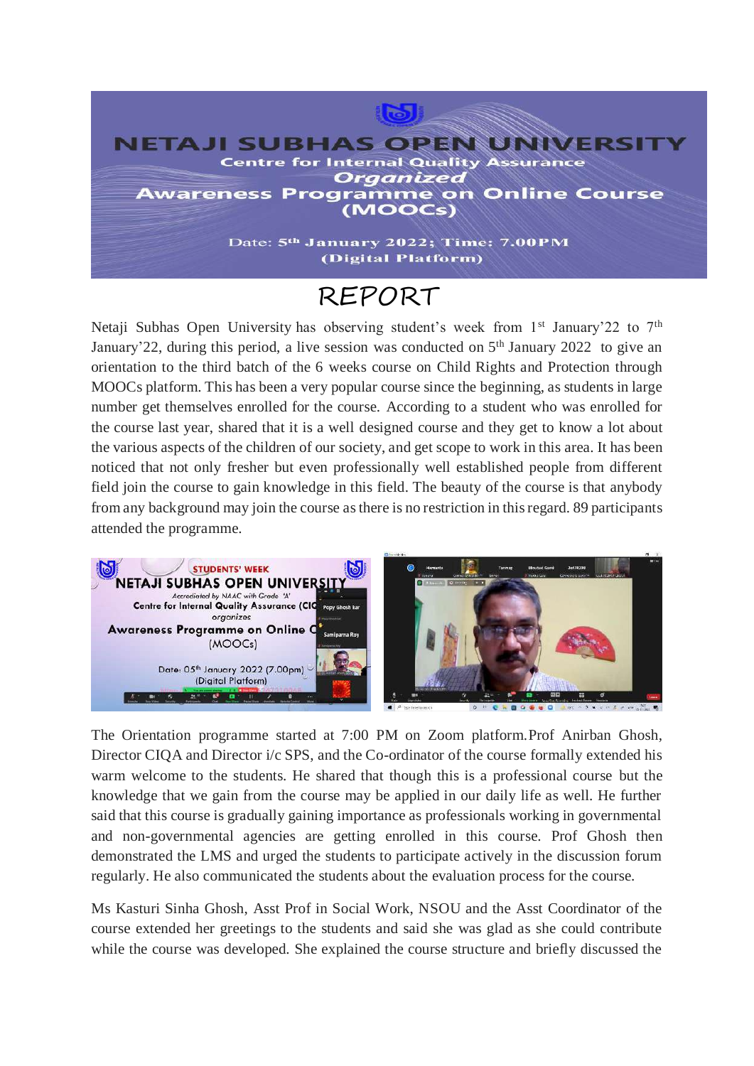# NETAJI SUBHAS OPEN UNIVERSITY

**Centre for Internal Quality Assurance**

***Organized***

## Awareness Programme on Online Course (MOOCs)

Date: 5th January 2022; Time: 7.00PM

(Digital Platform)

# REPORT

Netaji Subhas Open University has observing student's week from 1st January'22 to 7th January'22, during this period, a live session was conducted on 5th January 2022 to give an orientation to the third batch of the 6 weeks course on Child Rights and Protection through MOOCs platform. This has been a very popular course since the beginning, as students in large number get themselves enrolled for the course. According to a student who was enrolled for the course last year, shared that it is a well designed course and they get to know a lot about the various aspects of the children of our society, and get scope to work in this area. It has been noticed that not only fresher but even professionally well established people from different field join the course to gain knowledge in this field. The beauty of the course is that anybody from any background may join the course as there is no restriction in this regard. 89 participants attended the programme.

The Orientation programme started at 7:00 PM on Zoom platform.Prof Anirban Ghosh, Director CIQA and Director i/c SPS, and the Co-ordinator of the course formally extended his warm welcome to the students. He shared that though this is a professional course but the knowledge that we gain from the course may be applied in our daily life as well. He further said that this course is gradually gaining importance as professionals working in governmental and non-governmental agencies are getting enrolled in this course. Prof Ghosh then demonstrated the LMS and urged the students to participate actively in the discussion forum regularly. He also communicated the students about the evaluation process for the course.

Ms Kasturi Sinha Ghosh, Asst Prof in Social Work, NSOU and the Asst Coordinator of the course extended her greetings to the students and said she was glad as she could contribute while the course was developed. She explained the course structure and briefly discussed the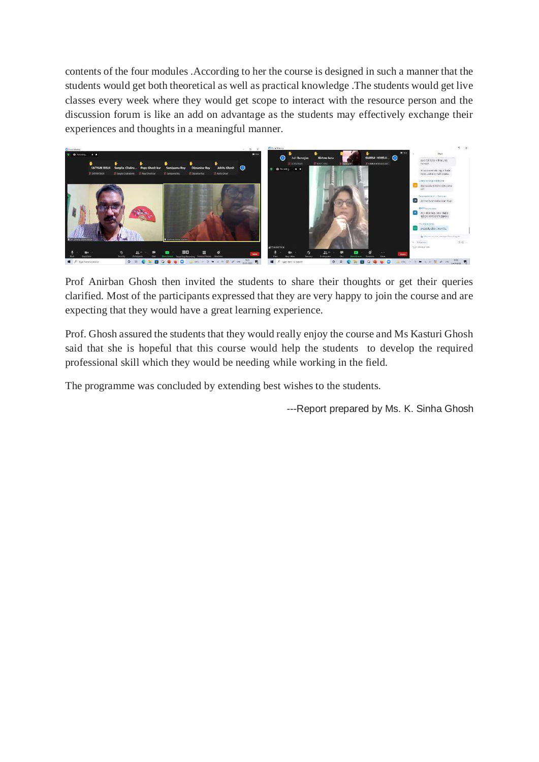contents of the four modules .According to her the course is designed in such a manner that the students would get both theoretical as well as practical knowledge .The students would get live classes every week where they would get scope to interact with the resource person and the discussion forum is like an add on advantage as the students may effectively exchange their experiences and thoughts in a meaningful manner.

Prof Anirban Ghosh then invited the students to share their thoughts or get their queries clarified. Most of the participants expressed that they are very happy to join the course and are expecting that they would have a great learning experience.

Prof. Ghosh assured the students that they would really enjoy the course and Ms Kasturi Ghosh said that she is hopeful that this course would help the students to develop the required professional skill which they would be needing while working in the field.

The programme was concluded by extending best wishes to the students.

---Report prepared by Ms. K. Sinha Ghosh